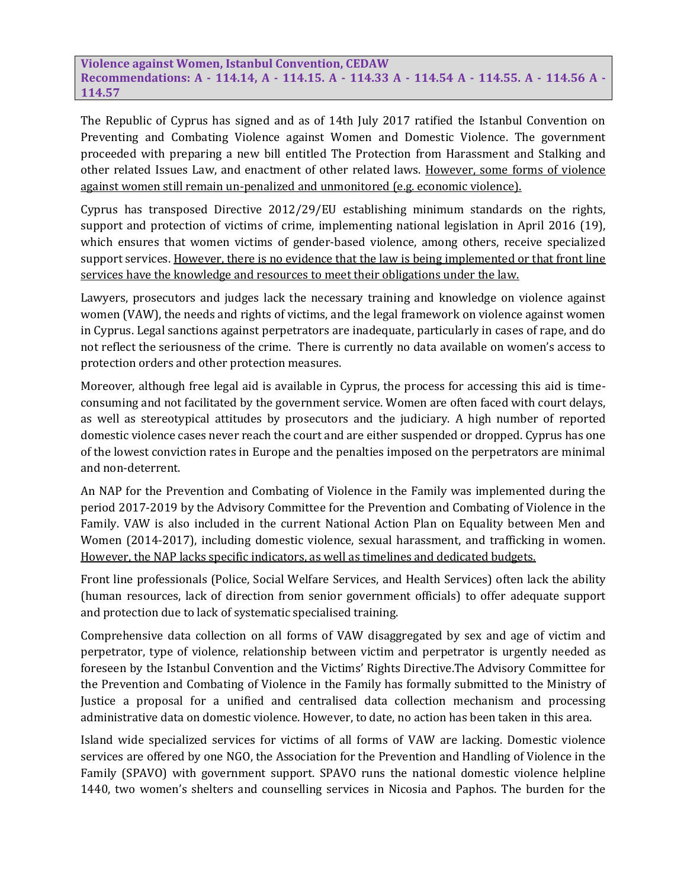**Violence against Women, Istanbul Convention, CEDAW**
**Recommendations: A - 114.14, A - 114.15. A - 114.33 A - 114.54 A - 114.55. A - 114.56 A - 114.57**

The Republic of Cyprus has signed and as of 14th July 2017 ratified the Istanbul Convention on Preventing and Combating Violence against Women and Domestic Violence. The government proceeded with preparing a new bill entitled The Protection from Harassment and Stalking and other related Issues Law, and enactment of other related laws. <u>However, some forms of violence against women still remain un-penalized and unmonitored (e.g. economic violence).</u>

Cyprus has transposed Directive 2012/29/EU establishing minimum standards on the rights, support and protection of victims of crime, implementing national legislation in April 2016 (19), which ensures that women victims of gender-based violence, among others, receive specialized support services. <u>However, there is no evidence that the law is being implemented or that front line services have the knowledge and resources to meet their obligations under the law.</u>

Lawyers, prosecutors and judges lack the necessary training and knowledge on violence against women (VAW), the needs and rights of victims, and the legal framework on violence against women in Cyprus. Legal sanctions against perpetrators are inadequate, particularly in cases of rape, and do not reflect the seriousness of the crime. There is currently no data available on women's access to protection orders and other protection measures.

Moreover, although free legal aid is available in Cyprus, the process for accessing this aid is time-consuming and not facilitated by the government service. Women are often faced with court delays, as well as stereotypical attitudes by prosecutors and the judiciary. A high number of reported domestic violence cases never reach the court and are either suspended or dropped. Cyprus has one of the lowest conviction rates in Europe and the penalties imposed on the perpetrators are minimal and non-deterrent.

An NAP for the Prevention and Combating of Violence in the Family was implemented during the period 2017-2019 by the Advisory Committee for the Prevention and Combating of Violence in the Family. VAW is also included in the current National Action Plan on Equality between Men and Women (2014-2017), including domestic violence, sexual harassment, and trafficking in women. <u>However, the NAP lacks specific indicators, as well as timelines and dedicated budgets.</u>

Front line professionals (Police, Social Welfare Services, and Health Services) often lack the ability (human resources, lack of direction from senior government officials) to offer adequate support and protection due to lack of systematic specialised training.

Comprehensive data collection on all forms of VAW disaggregated by sex and age of victim and perpetrator, type of violence, relationship between victim and perpetrator is urgently needed as foreseen by the Istanbul Convention and the Victims' Rights Directive.The Advisory Committee for the Prevention and Combating of Violence in the Family has formally submitted to the Ministry of Justice a proposal for a unified and centralised data collection mechanism and processing administrative data on domestic violence. However, to date, no action has been taken in this area.

Island wide specialized services for victims of all forms of VAW are lacking. Domestic violence services are offered by one NGO, the Association for the Prevention and Handling of Violence in the Family (SPAVO) with government support. SPAVO runs the national domestic violence helpline 1440, two women's shelters and counselling services in Nicosia and Paphos. The burden for the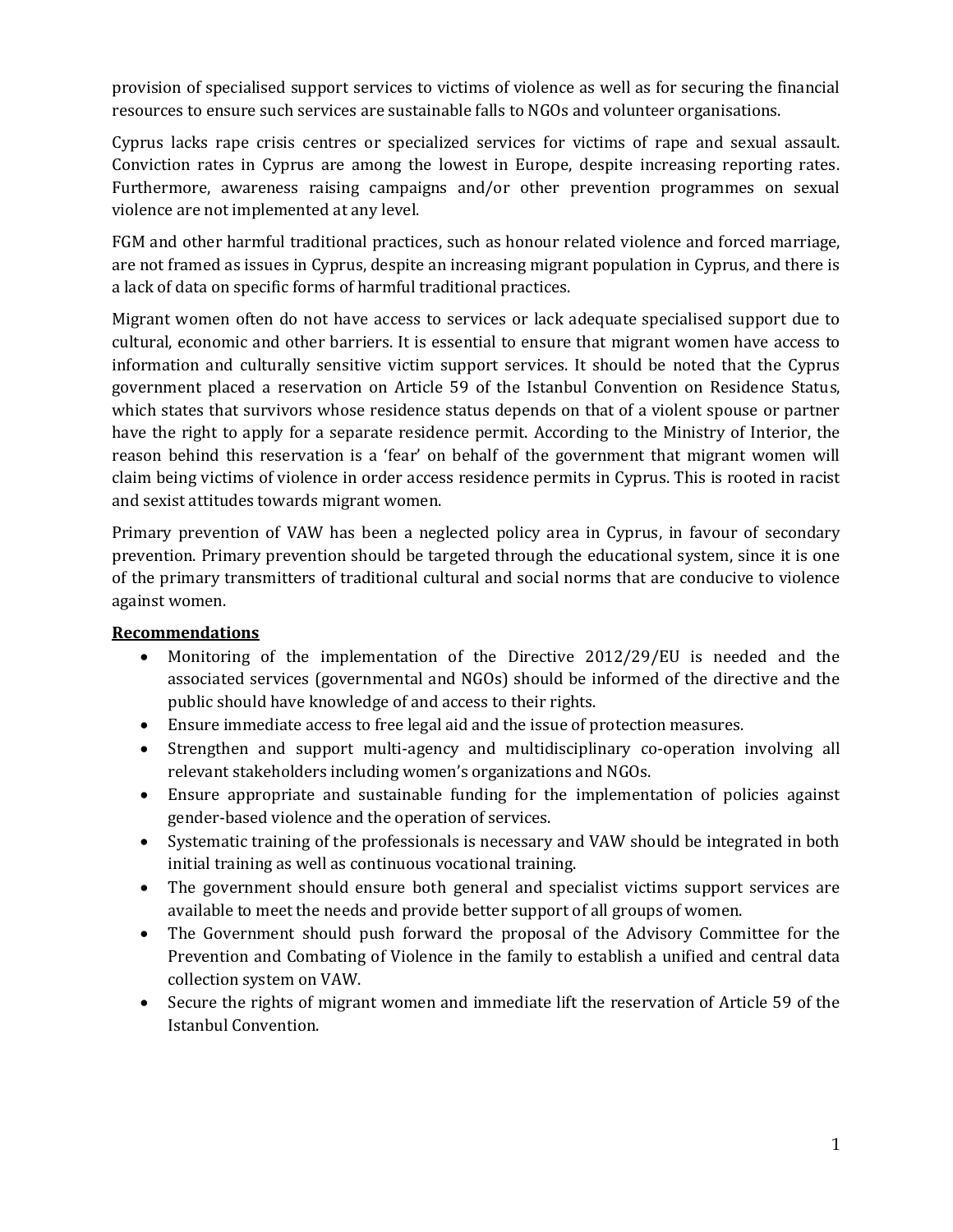provision of specialised support services to victims of violence as well as for securing the financial resources to ensure such services are sustainable falls to NGOs and volunteer organisations.

Cyprus lacks rape crisis centres or specialized services for victims of rape and sexual assault. Conviction rates in Cyprus are among the lowest in Europe, despite increasing reporting rates. Furthermore, awareness raising campaigns and/or other prevention programmes on sexual violence are not implemented at any level.

FGM and other harmful traditional practices, such as honour related violence and forced marriage, are not framed as issues in Cyprus, despite an increasing migrant population in Cyprus, and there is a lack of data on specific forms of harmful traditional practices.

Migrant women often do not have access to services or lack adequate specialised support due to cultural, economic and other barriers. It is essential to ensure that migrant women have access to information and culturally sensitive victim support services. It should be noted that the Cyprus government placed a reservation on Article 59 of the Istanbul Convention on Residence Status, which states that survivors whose residence status depends on that of a violent spouse or partner have the right to apply for a separate residence permit. According to the Ministry of Interior, the reason behind this reservation is a 'fear' on behalf of the government that migrant women will claim being victims of violence in order access residence permits in Cyprus. This is rooted in racist and sexist attitudes towards migrant women.

Primary prevention of VAW has been a neglected policy area in Cyprus, in favour of secondary prevention. Primary prevention should be targeted through the educational system, since it is one of the primary transmitters of traditional cultural and social norms that are conducive to violence against women.

**Recommendations**

- Monitoring of the implementation of the Directive 2012/29/EU is needed and the associated services (governmental and NGOs) should be informed of the directive and the public should have knowledge of and access to their rights.
- Ensure immediate access to free legal aid and the issue of protection measures.
- Strengthen and support multi-agency and multidisciplinary co-operation involving all relevant stakeholders including women's organizations and NGOs.
- Ensure appropriate and sustainable funding for the implementation of policies against gender-based violence and the operation of services.
- Systematic training of the professionals is necessary and VAW should be integrated in both initial training as well as continuous vocational training.
- The government should ensure both general and specialist victims support services are available to meet the needs and provide better support of all groups of women.
- The Government should push forward the proposal of the Advisory Committee for the Prevention and Combating of Violence in the family to establish a unified and central data collection system on VAW.
- Secure the rights of migrant women and immediate lift the reservation of Article 59 of the Istanbul Convention.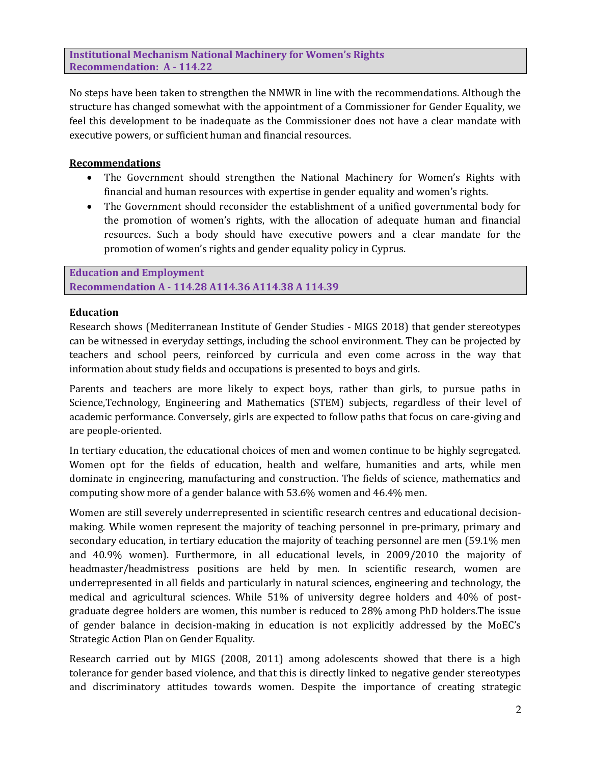**Institutional Mechanism National Machinery for Women's Rights**
**Recommendation: A - 114.22**

No steps have been taken to strengthen the NMWR in line with the recommendations. Although the structure has changed somewhat with the appointment of a Commissioner for Gender Equality, we feel this development to be inadequate as the Commissioner does not have a clear mandate with executive powers, or sufficient human and financial resources.

**Recommendations**

- The Government should strengthen the National Machinery for Women's Rights with financial and human resources with expertise in gender equality and women's rights.
- The Government should reconsider the establishment of a unified governmental body for the promotion of women's rights, with the allocation of adequate human and financial resources. Such a body should have executive powers and a clear mandate for the promotion of women's rights and gender equality policy in Cyprus.

**Education and Employment**
**Recommendation A - 114.28 A114.36 A114.38 A 114.39**

**Education**

Research shows (Mediterranean Institute of Gender Studies - MIGS 2018) that gender stereotypes can be witnessed in everyday settings, including the school environment. They can be projected by teachers and school peers, reinforced by curricula and even come across in the way that information about study fields and occupations is presented to boys and girls.

Parents and teachers are more likely to expect boys, rather than girls, to pursue paths in Science,Technology, Engineering and Mathematics (STEM) subjects, regardless of their level of academic performance. Conversely, girls are expected to follow paths that focus on care-giving and are people-oriented.

In tertiary education, the educational choices of men and women continue to be highly segregated. Women opt for the fields of education, health and welfare, humanities and arts, while men dominate in engineering, manufacturing and construction. The fields of science, mathematics and computing show more of a gender balance with 53.6% women and 46.4% men.

Women are still severely underrepresented in scientific research centres and educational decision-making. While women represent the majority of teaching personnel in pre-primary, primary and secondary education, in tertiary education the majority of teaching personnel are men (59.1% men and 40.9% women). Furthermore, in all educational levels, in 2009/2010 the majority of headmaster/headmistress positions are held by men. In scientific research, women are underrepresented in all fields and particularly in natural sciences, engineering and technology, the medical and agricultural sciences. While 51% of university degree holders and 40% of post-graduate degree holders are women, this number is reduced to 28% among PhD holders.The issue of gender balance in decision-making in education is not explicitly addressed by the MoEC's Strategic Action Plan on Gender Equality.

Research carried out by MIGS (2008, 2011) among adolescents showed that there is a high tolerance for gender based violence, and that this is directly linked to negative gender stereotypes and discriminatory attitudes towards women. Despite the importance of creating strategic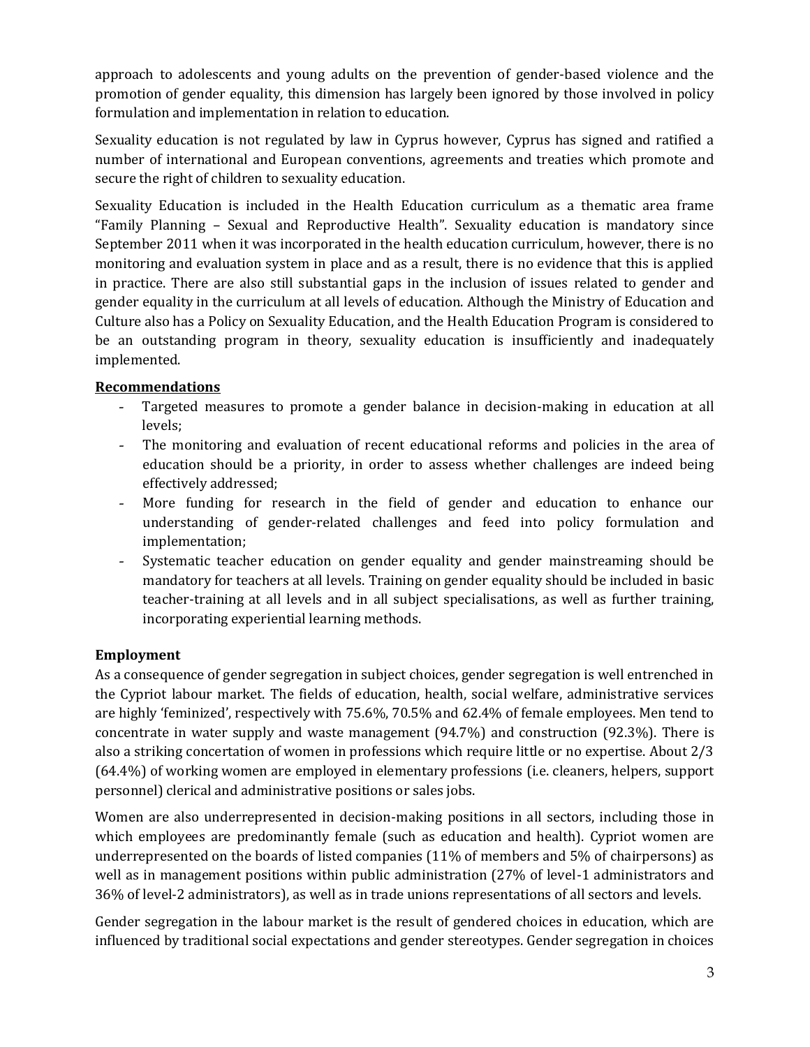approach to adolescents and young adults on the prevention of gender-based violence and the promotion of gender equality, this dimension has largely been ignored by those involved in policy formulation and implementation in relation to education.

Sexuality education is not regulated by law in Cyprus however, Cyprus has signed and ratified a number of international and European conventions, agreements and treaties which promote and secure the right of children to sexuality education.

Sexuality Education is included in the Health Education curriculum as a thematic area frame "Family Planning – Sexual and Reproductive Health". Sexuality education is mandatory since September 2011 when it was incorporated in the health education curriculum, however, there is no monitoring and evaluation system in place and as a result, there is no evidence that this is applied in practice. There are also still substantial gaps in the inclusion of issues related to gender and gender equality in the curriculum at all levels of education. Although the Ministry of Education and Culture also has a Policy on Sexuality Education, and the Health Education Program is considered to be an outstanding program in theory, sexuality education is insufficiently and inadequately implemented.

**<u>Recommendations</u>**

- Targeted measures to promote a gender balance in decision-making in education at all levels;
- The monitoring and evaluation of recent educational reforms and policies in the area of education should be a priority, in order to assess whether challenges are indeed being effectively addressed;
- More funding for research in the field of gender and education to enhance our understanding of gender-related challenges and feed into policy formulation and implementation;
- Systematic teacher education on gender equality and gender mainstreaming should be mandatory for teachers at all levels. Training on gender equality should be included in basic teacher-training at all levels and in all subject specialisations, as well as further training, incorporating experiential learning methods.

**Employment**

As a consequence of gender segregation in subject choices, gender segregation is well entrenched in the Cypriot labour market. The fields of education, health, social welfare, administrative services are highly 'feminized', respectively with 75.6%, 70.5% and 62.4% of female employees. Men tend to concentrate in water supply and waste management (94.7%) and construction (92.3%). There is also a striking concertation of women in professions which require little or no expertise. About 2/3 (64.4%) of working women are employed in elementary professions (i.e. cleaners, helpers, support personnel) clerical and administrative positions or sales jobs.

Women are also underrepresented in decision-making positions in all sectors, including those in which employees are predominantly female (such as education and health). Cypriot women are underrepresented on the boards of listed companies (11% of members and 5% of chairpersons) as well as in management positions within public administration (27% of level-1 administrators and 36% of level-2 administrators), as well as in trade unions representations of all sectors and levels.

Gender segregation in the labour market is the result of gendered choices in education, which are influenced by traditional social expectations and gender stereotypes. Gender segregation in choices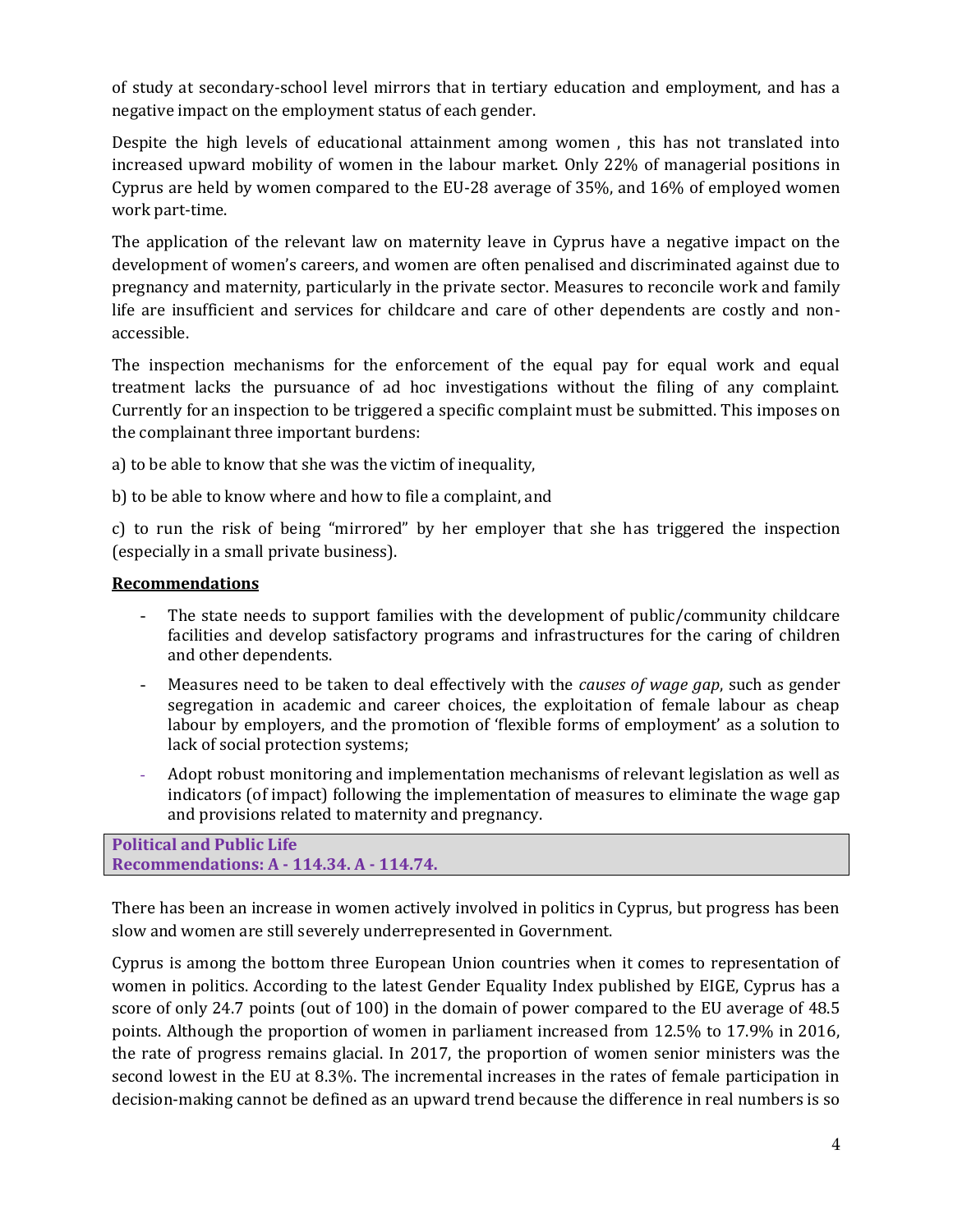of study at secondary-school level mirrors that in tertiary education and employment, and has a negative impact on the employment status of each gender.

Despite the high levels of educational attainment among women , this has not translated into increased upward mobility of women in the labour market. Only 22% of managerial positions in Cyprus are held by women compared to the EU-28 average of 35%, and 16% of employed women work part-time.

The application of the relevant law on maternity leave in Cyprus have a negative impact on the development of women's careers, and women are often penalised and discriminated against due to pregnancy and maternity, particularly in the private sector. Measures to reconcile work and family life are insufficient and services for childcare and care of other dependents are costly and non-accessible.

The inspection mechanisms for the enforcement of the equal pay for equal work and equal treatment lacks the pursuance of ad hoc investigations without the filing of any complaint. Currently for an inspection to be triggered a specific complaint must be submitted. This imposes on the complainant three important burdens:

a) to be able to know that she was the victim of inequality,

b) to be able to know where and how to file a complaint, and

c) to run the risk of being "mirrored" by her employer that she has triggered the inspection (especially in a small private business).

**Recommendations**

- The state needs to support families with the development of public/community childcare facilities and develop satisfactory programs and infrastructures for the caring of children and other dependents.
- Measures need to be taken to deal effectively with the *causes of wage gap*, such as gender segregation in academic and career choices, the exploitation of female labour as cheap labour by employers, and the promotion of 'flexible forms of employment' as a solution to lack of social protection systems;
- Adopt robust monitoring and implementation mechanisms of relevant legislation as well as indicators (of impact) following the implementation of measures to eliminate the wage gap and provisions related to maternity and pregnancy.

**Political and Public Life**
**Recommendations: A - 114.34. A - 114.74.**

There has been an increase in women actively involved in politics in Cyprus, but progress has been slow and women are still severely underrepresented in Government.

Cyprus is among the bottom three European Union countries when it comes to representation of women in politics. According to the latest Gender Equality Index published by EIGE, Cyprus has a score of only 24.7 points (out of 100) in the domain of power compared to the EU average of 48.5 points. Although the proportion of women in parliament increased from 12.5% to 17.9% in 2016, the rate of progress remains glacial. In 2017, the proportion of women senior ministers was the second lowest in the EU at 8.3%. The incremental increases in the rates of female participation in decision-making cannot be defined as an upward trend because the difference in real numbers is so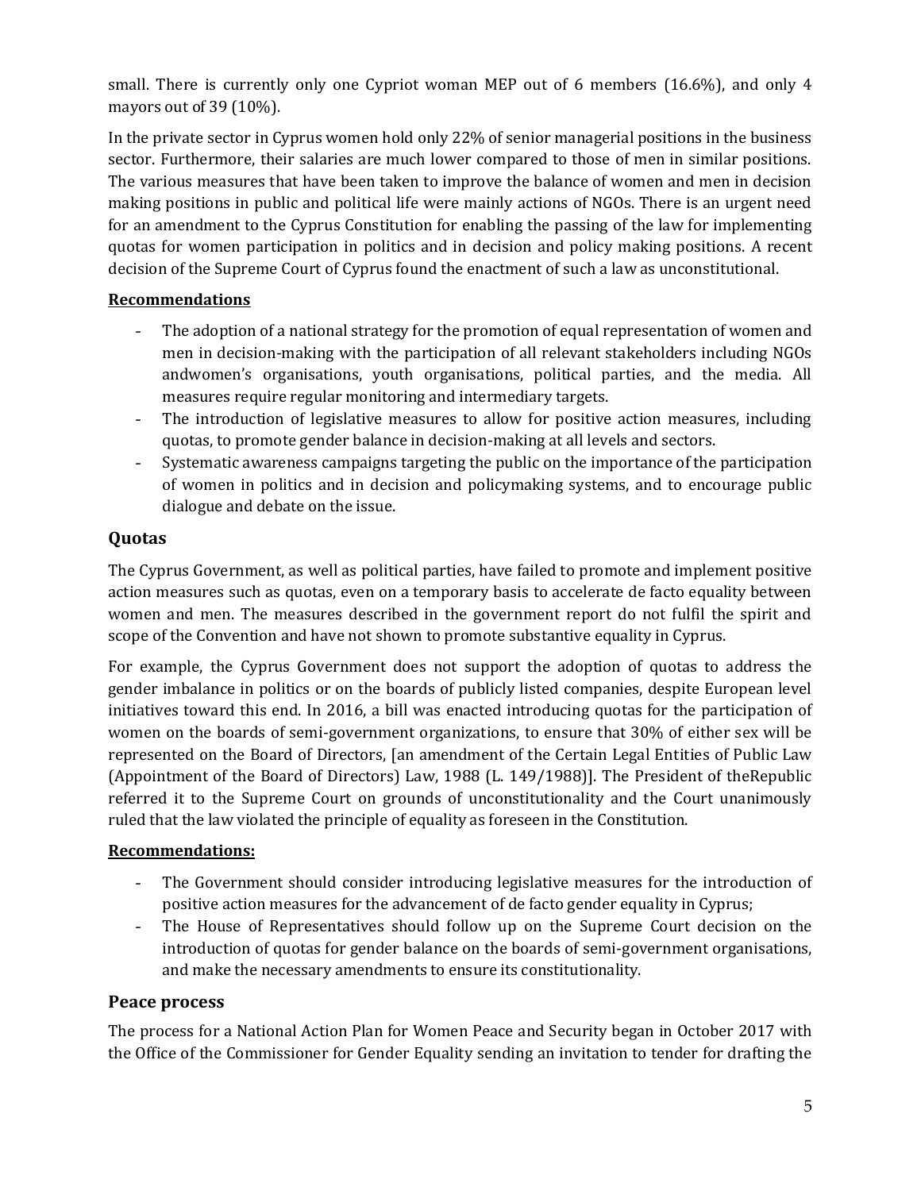small. There is currently only one Cypriot woman MEP out of 6 members (16.6%), and only 4 mayors out of 39 (10%).

In the private sector in Cyprus women hold only 22% of senior managerial positions in the business sector. Furthermore, their salaries are much lower compared to those of men in similar positions. The various measures that have been taken to improve the balance of women and men in decision making positions in public and political life were mainly actions of NGOs. There is an urgent need for an amendment to the Cyprus Constitution for enabling the passing of the law for implementing quotas for women participation in politics and in decision and policy making positions. A recent decision of the Supreme Court of Cyprus found the enactment of such a law as unconstitutional.

**Recommendations**

- The adoption of a national strategy for the promotion of equal representation of women and men in decision-making with the participation of all relevant stakeholders including NGOs andwomen's organisations, youth organisations, political parties, and the media. All measures require regular monitoring and intermediary targets.
- The introduction of legislative measures to allow for positive action measures, including quotas, to promote gender balance in decision-making at all levels and sectors.
- Systematic awareness campaigns targeting the public on the importance of the participation of women in politics and in decision and policymaking systems, and to encourage public dialogue and debate on the issue.

## Quotas

The Cyprus Government, as well as political parties, have failed to promote and implement positive action measures such as quotas, even on a temporary basis to accelerate de facto equality between women and men. The measures described in the government report do not fulfil the spirit and scope of the Convention and have not shown to promote substantive equality in Cyprus.

For example, the Cyprus Government does not support the adoption of quotas to address the gender imbalance in politics or on the boards of publicly listed companies, despite European level initiatives toward this end. In 2016, a bill was enacted introducing quotas for the participation of women on the boards of semi-government organizations, to ensure that 30% of either sex will be represented on the Board of Directors, [an amendment of the Certain Legal Entities of Public Law (Appointment of the Board of Directors) Law, 1988 (L. 149/1988)]. The President of theRepublic referred it to the Supreme Court on grounds of unconstitutionality and the Court unanimously ruled that the law violated the principle of equality as foreseen in the Constitution.

**Recommendations:**

- The Government should consider introducing legislative measures for the introduction of positive action measures for the advancement of de facto gender equality in Cyprus;
- The House of Representatives should follow up on the Supreme Court decision on the introduction of quotas for gender balance on the boards of semi-government organisations, and make the necessary amendments to ensure its constitutionality.

## Peace process

The process for a National Action Plan for Women Peace and Security began in October 2017 with the Office of the Commissioner for Gender Equality sending an invitation to tender for drafting the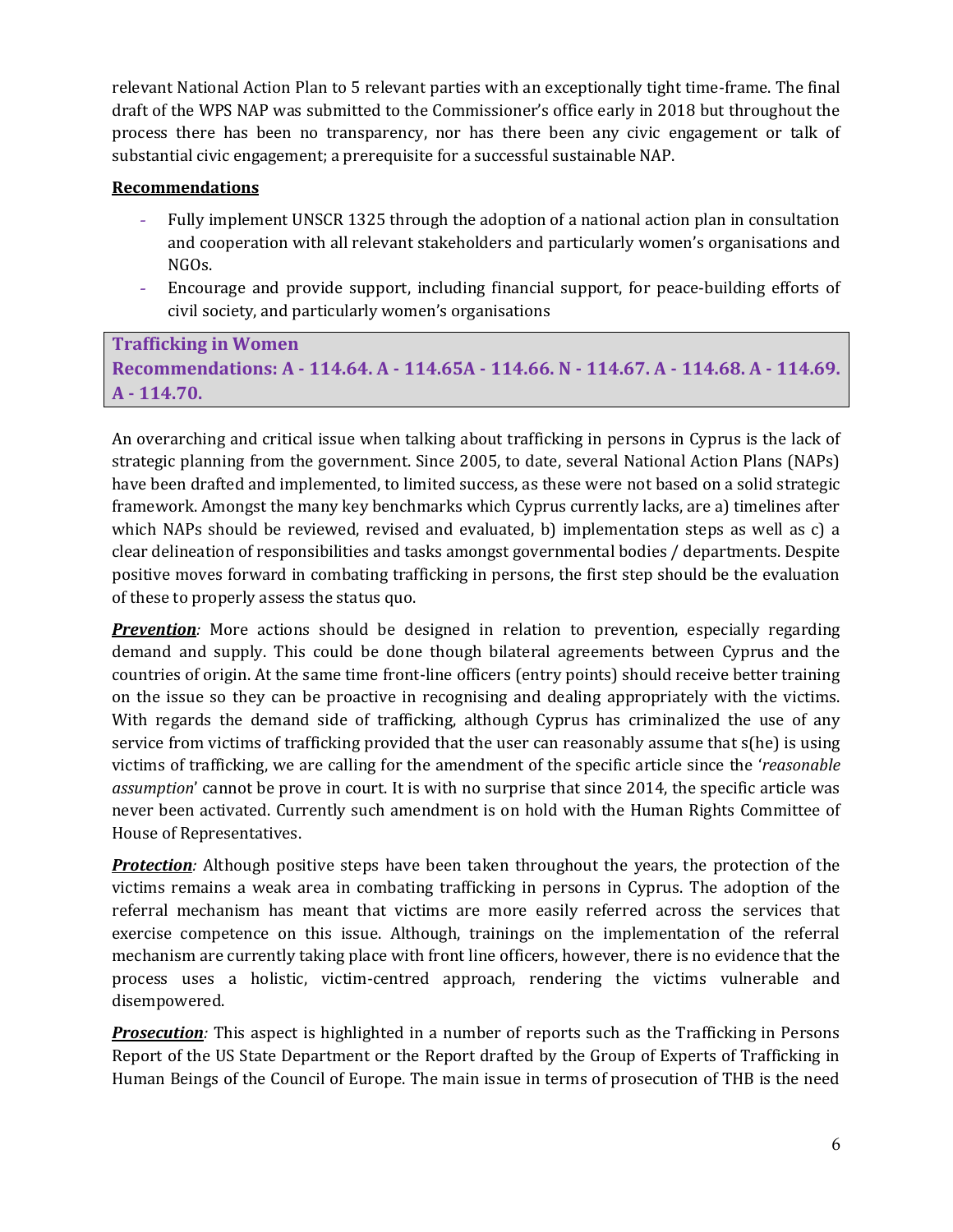relevant National Action Plan to 5 relevant parties with an exceptionally tight time-frame. The final draft of the WPS NAP was submitted to the Commissioner's office early in 2018 but throughout the process there has been no transparency, nor has there been any civic engagement or talk of substantial civic engagement; a prerequisite for a successful sustainable NAP.

**Recommendations**

- Fully implement UNSCR 1325 through the adoption of a national action plan in consultation and cooperation with all relevant stakeholders and particularly women's organisations and NGOs.
- Encourage and provide support, including financial support, for peace-building efforts of civil society, and particularly women's organisations

## Trafficking in Women
**Recommendations: A - 114.64. A - 114.65A - 114.66. N - 114.67. A - 114.68. A - 114.69. A - 114.70.**

An overarching and critical issue when talking about trafficking in persons in Cyprus is the lack of strategic planning from the government. Since 2005, to date, several National Action Plans (NAPs) have been drafted and implemented, to limited success, as these were not based on a solid strategic framework. Amongst the many key benchmarks which Cyprus currently lacks, are a) timelines after which NAPs should be reviewed, revised and evaluated, b) implementation steps as well as c) a clear delineation of responsibilities and tasks amongst governmental bodies / departments. Despite positive moves forward in combating trafficking in persons, the first step should be the evaluation of these to properly assess the status quo.

***Prevention**:* More actions should be designed in relation to prevention, especially regarding demand and supply. This could be done though bilateral agreements between Cyprus and the countries of origin. At the same time front-line officers (entry points) should receive better training on the issue so they can be proactive in recognising and dealing appropriately with the victims. With regards the demand side of trafficking, although Cyprus has criminalized the use of any service from victims of trafficking provided that the user can reasonably assume that s(he) is using victims of trafficking, we are calling for the amendment of the specific article since the '*reasonable assumption*' cannot be prove in court. It is with no surprise that since 2014, the specific article was never been activated. Currently such amendment is on hold with the Human Rights Committee of House of Representatives.

***Protection**:* Although positive steps have been taken throughout the years, the protection of the victims remains a weak area in combating trafficking in persons in Cyprus. The adoption of the referral mechanism has meant that victims are more easily referred across the services that exercise competence on this issue. Although, trainings on the implementation of the referral mechanism are currently taking place with front line officers, however, there is no evidence that the process uses a holistic, victim-centred approach, rendering the victims vulnerable and disempowered.

***Prosecution**:* This aspect is highlighted in a number of reports such as the Trafficking in Persons Report of the US State Department or the Report drafted by the Group of Experts of Trafficking in Human Beings of the Council of Europe. The main issue in terms of prosecution of THB is the need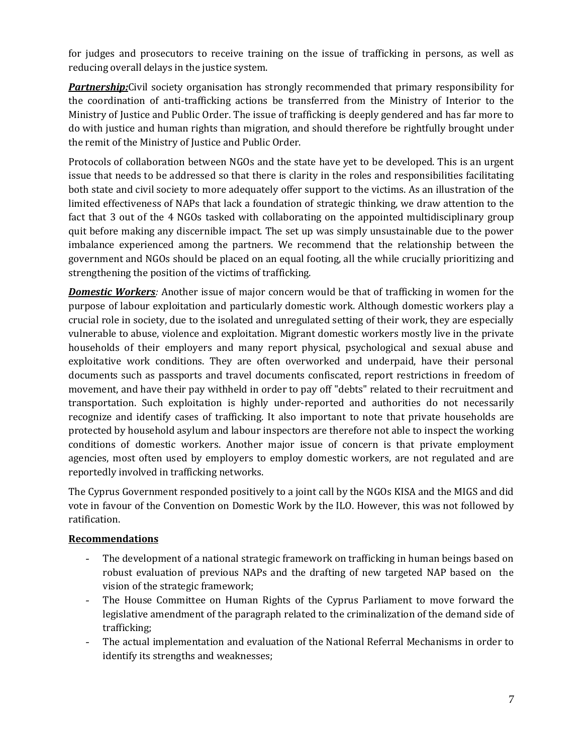for judges and prosecutors to receive training on the issue of trafficking in persons, as well as reducing overall delays in the justice system.

***Partnership:***Civil society organisation has strongly recommended that primary responsibility for the coordination of anti-trafficking actions be transferred from the Ministry of Interior to the Ministry of Justice and Public Order. The issue of trafficking is deeply gendered and has far more to do with justice and human rights than migration, and should therefore be rightfully brought under the remit of the Ministry of Justice and Public Order.

Protocols of collaboration between NGOs and the state have yet to be developed. This is an urgent issue that needs to be addressed so that there is clarity in the roles and responsibilities facilitating both state and civil society to more adequately offer support to the victims. As an illustration of the limited effectiveness of NAPs that lack a foundation of strategic thinking, we draw attention to the fact that 3 out of the 4 NGOs tasked with collaborating on the appointed multidisciplinary group quit before making any discernible impact. The set up was simply unsustainable due to the power imbalance experienced among the partners. We recommend that the relationship between the government and NGOs should be placed on an equal footing, all the while crucially prioritizing and strengthening the position of the victims of trafficking.

***Domestic Workers****:* Another issue of major concern would be that of trafficking in women for the purpose of labour exploitation and particularly domestic work. Although domestic workers play a crucial role in society, due to the isolated and unregulated setting of their work, they are especially vulnerable to abuse, violence and exploitation. Migrant domestic workers mostly live in the private households of their employers and many report physical, psychological and sexual abuse and exploitative work conditions. They are often overworked and underpaid, have their personal documents such as passports and travel documents confiscated, report restrictions in freedom of movement, and have their pay withheld in order to pay off "debts" related to their recruitment and transportation. Such exploitation is highly under-reported and authorities do not necessarily recognize and identify cases of trafficking. It also important to note that private households are protected by household asylum and labour inspectors are therefore not able to inspect the working conditions of domestic workers. Another major issue of concern is that private employment agencies, most often used by employers to employ domestic workers, are not regulated and are reportedly involved in trafficking networks.

The Cyprus Government responded positively to a joint call by the NGOs KISA and the MIGS and did vote in favour of the Convention on Domestic Work by the ILO. However, this was not followed by ratification.

**Recommendations**

- The development of a national strategic framework on trafficking in human beings based on robust evaluation of previous NAPs and the drafting of new targeted NAP based on the vision of the strategic framework;
- The House Committee on Human Rights of the Cyprus Parliament to move forward the legislative amendment of the paragraph related to the criminalization of the demand side of trafficking;
- The actual implementation and evaluation of the National Referral Mechanisms in order to identify its strengths and weaknesses;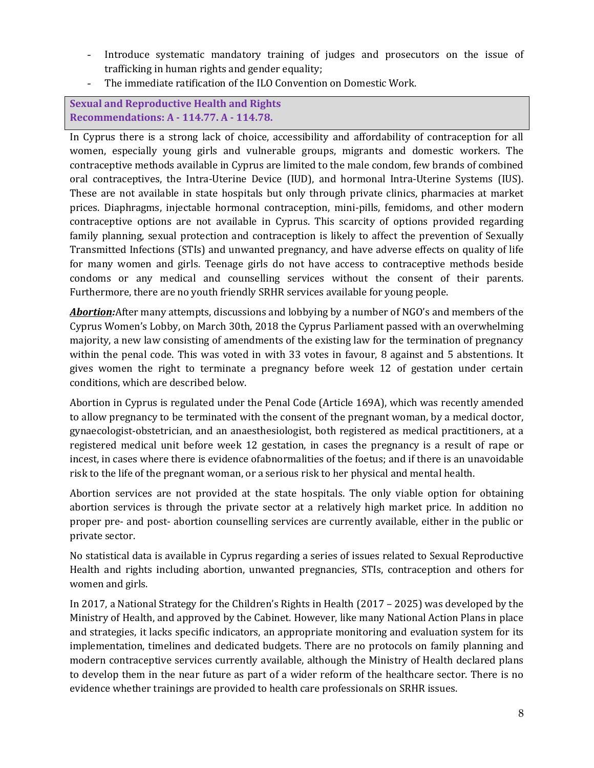- Introduce systematic mandatory training of judges and prosecutors on the issue of trafficking in human rights and gender equality;
- The immediate ratification of the ILO Convention on Domestic Work.

**Sexual and Reproductive Health and Rights**
**Recommendations: A - 114.77. A - 114.78.**

In Cyprus there is a strong lack of choice, accessibility and affordability of contraception for all women, especially young girls and vulnerable groups, migrants and domestic workers. The contraceptive methods available in Cyprus are limited to the male condom, few brands of combined oral contraceptives, the Intra-Uterine Device (IUD), and hormonal Intra-Uterine Systems (IUS). These are not available in state hospitals but only through private clinics, pharmacies at market prices. Diaphragms, injectable hormonal contraception, mini-pills, femidoms, and other modern contraceptive options are not available in Cyprus. This scarcity of options provided regarding family planning, sexual protection and contraception is likely to affect the prevention of Sexually Transmitted Infections (STIs) and unwanted pregnancy, and have adverse effects on quality of life for many women and girls. Teenage girls do not have access to contraceptive methods beside condoms or any medical and counselling services without the consent of their parents. Furthermore, there are no youth friendly SRHR services available for young people.

***Abortion:***After many attempts, discussions and lobbying by a number of NGO's and members of the Cyprus Women's Lobby, on March 30th, 2018 the Cyprus Parliament passed with an overwhelming majority, a new law consisting of amendments of the existing law for the termination of pregnancy within the penal code. This was voted in with 33 votes in favour, 8 against and 5 abstentions. It gives women the right to terminate a pregnancy before week 12 of gestation under certain conditions, which are described below.

Abortion in Cyprus is regulated under the Penal Code (Article 169A), which was recently amended to allow pregnancy to be terminated with the consent of the pregnant woman, by a medical doctor, gynaecologist-obstetrician, and an anaesthesiologist, both registered as medical practitioners, at a registered medical unit before week 12 gestation, in cases the pregnancy is a result of rape or incest, in cases where there is evidence ofabnormalities of the foetus; and if there is an unavoidable risk to the life of the pregnant woman, or a serious risk to her physical and mental health.

Abortion services are not provided at the state hospitals. The only viable option for obtaining abortion services is through the private sector at a relatively high market price. In addition no proper pre- and post- abortion counselling services are currently available, either in the public or private sector.

No statistical data is available in Cyprus regarding a series of issues related to Sexual Reproductive Health and rights including abortion, unwanted pregnancies, STIs, contraception and others for women and girls.

In 2017, a National Strategy for the Children's Rights in Health (2017 – 2025) was developed by the Ministry of Health, and approved by the Cabinet. However, like many National Action Plans in place and strategies, it lacks specific indicators, an appropriate monitoring and evaluation system for its implementation, timelines and dedicated budgets. There are no protocols on family planning and modern contraceptive services currently available, although the Ministry of Health declared plans to develop them in the near future as part of a wider reform of the healthcare sector. There is no evidence whether trainings are provided to health care professionals on SRHR issues.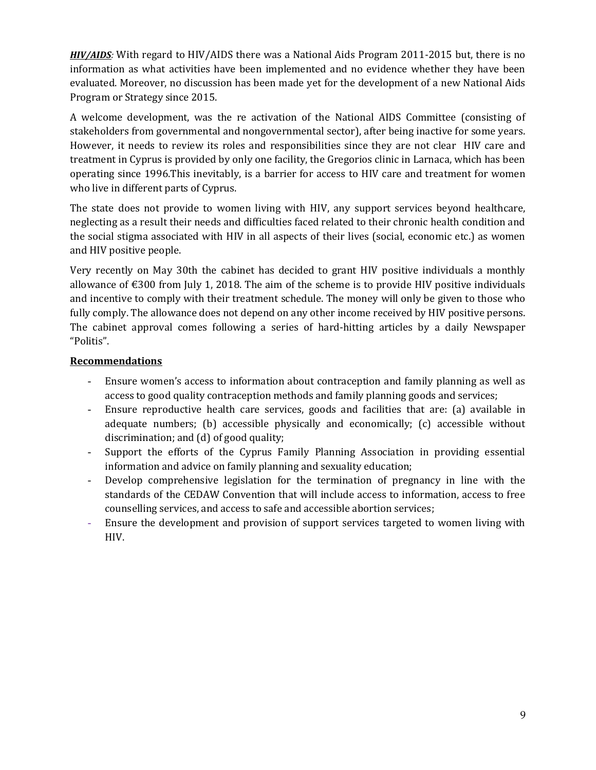***HIV/AIDS****:* With regard to HIV/AIDS there was a National Aids Program 2011-2015 but, there is no information as what activities have been implemented and no evidence whether they have been evaluated. Moreover, no discussion has been made yet for the development of a new National Aids Program or Strategy since 2015.

A welcome development, was the re activation of the National AIDS Committee (consisting of stakeholders from governmental and nongovernmental sector), after being inactive for some years. However, it needs to review its roles and responsibilities since they are not clear HIV care and treatment in Cyprus is provided by only one facility, the Gregorios clinic in Larnaca, which has been operating since 1996.This inevitably, is a barrier for access to HIV care and treatment for women who live in different parts of Cyprus.

The state does not provide to women living with HIV, any support services beyond healthcare, neglecting as a result their needs and difficulties faced related to their chronic health condition and the social stigma associated with HIV in all aspects of their lives (social, economic etc.) as women and HIV positive people.

Very recently on May 30th the cabinet has decided to grant HIV positive individuals a monthly allowance of €300 from July 1, 2018. The aim of the scheme is to provide HIV positive individuals and incentive to comply with their treatment schedule. The money will only be given to those who fully comply. The allowance does not depend on any other income received by HIV positive persons. The cabinet approval comes following a series of hard-hitting articles by a daily Newspaper "Politis".

**Recommendations**

- Ensure women's access to information about contraception and family planning as well as access to good quality contraception methods and family planning goods and services;
- Ensure reproductive health care services, goods and facilities that are: (a) available in adequate numbers; (b) accessible physically and economically; (c) accessible without discrimination; and (d) of good quality;
- Support the efforts of the Cyprus Family Planning Association in providing essential information and advice on family planning and sexuality education;
- Develop comprehensive legislation for the termination of pregnancy in line with the standards of the CEDAW Convention that will include access to information, access to free counselling services, and access to safe and accessible abortion services;
- Ensure the development and provision of support services targeted to women living with HIV.